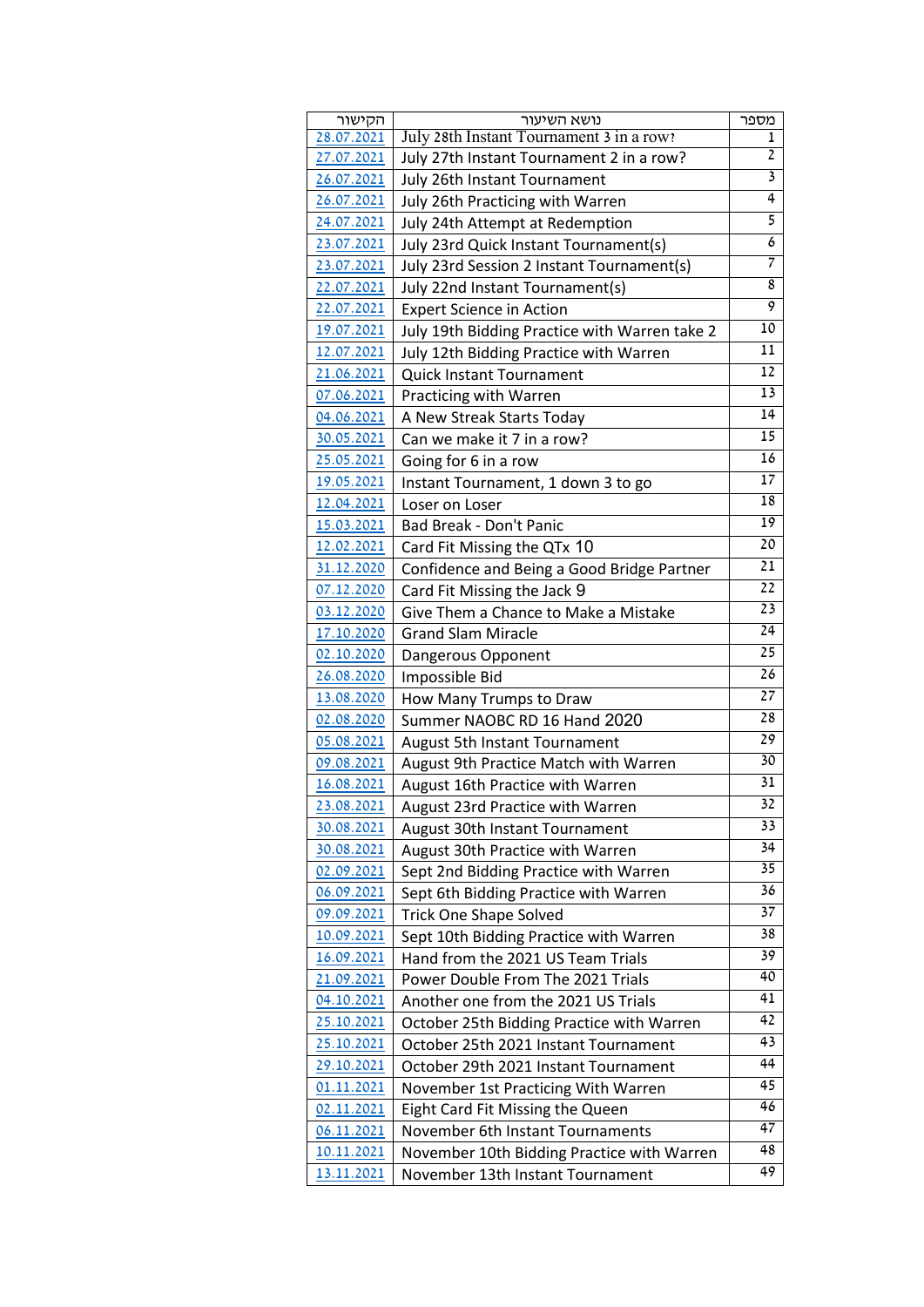| הקישור | נושא השיעור | מספר |
|---|---|---|
| 28.07.2021 | July 28th Instant Tournament 3 in a row? | 1 |
| 27.07.2021 | July 27th Instant Tournament 2 in a row? | 2 |
| 26.07.2021 | July 26th Instant Tournament | 3 |
| 26.07.2021 | July 26th Practicing with Warren | 4 |
| 24.07.2021 | July 24th Attempt at Redemption | 5 |
| 23.07.2021 | July 23rd Quick Instant Tournament(s) | 6 |
| 23.07.2021 | July 23rd Session 2 Instant Tournament(s) | 7 |
| 22.07.2021 | July 22nd Instant Tournament(s) | 8 |
| 22.07.2021 | Expert Science in Action | 9 |
| 19.07.2021 | July 19th Bidding Practice with Warren take 2 | 10 |
| 12.07.2021 | July 12th Bidding Practice with Warren | 11 |
| 21.06.2021 | Quick Instant Tournament | 12 |
| 07.06.2021 | Practicing with Warren | 13 |
| 04.06.2021 | A New Streak Starts Today | 14 |
| 30.05.2021 | Can we make it 7 in a row? | 15 |
| 25.05.2021 | Going for 6 in a row | 16 |
| 19.05.2021 | Instant Tournament, 1 down 3 to go | 17 |
| 12.04.2021 | Loser on Loser | 18 |
| 15.03.2021 | Bad Break - Don't Panic | 19 |
| 12.02.2021 | Card Fit Missing the QTx 10 | 20 |
| 31.12.2020 | Confidence and Being a Good Bridge Partner | 21 |
| 07.12.2020 | Card Fit Missing the Jack 9 | 22 |
| 03.12.2020 | Give Them a Chance to Make a Mistake | 23 |
| 17.10.2020 | Grand Slam Miracle | 24 |
| 02.10.2020 | Dangerous Opponent | 25 |
| 26.08.2020 | Impossible Bid | 26 |
| 13.08.2020 | How Many Trumps to Draw | 27 |
| 02.08.2020 | Summer NAOBC RD 16 Hand 2020 | 28 |
| 05.08.2021 | August 5th Instant Tournament | 29 |
| 09.08.2021 | August 9th Practice Match with Warren | 30 |
| 16.08.2021 | August 16th Practice with Warren | 31 |
| 23.08.2021 | August 23rd Practice with Warren | 32 |
| 30.08.2021 | August 30th Instant Tournament | 33 |
| 30.08.2021 | August 30th Practice with Warren | 34 |
| 02.09.2021 | Sept 2nd Bidding Practice with Warren | 35 |
| 06.09.2021 | Sept 6th Bidding Practice with Warren | 36 |
| 09.09.2021 | Trick One Shape Solved | 37 |
| 10.09.2021 | Sept 10th Bidding Practice with Warren | 38 |
| 16.09.2021 | Hand from the 2021 US Team Trials | 39 |
| 21.09.2021 | Power Double From The 2021 Trials | 40 |
| 04.10.2021 | Another one from the 2021 US Trials | 41 |
| 25.10.2021 | October 25th Bidding Practice with Warren | 42 |
| 25.10.2021 | October 25th 2021 Instant Tournament | 43 |
| 29.10.2021 | October 29th 2021 Instant Tournament | 44 |
| 01.11.2021 | November 1st Practicing With Warren | 45 |
| 02.11.2021 | Eight Card Fit Missing the Queen | 46 |
| 06.11.2021 | November 6th Instant Tournaments | 47 |
| 10.11.2021 | November 10th Bidding Practice with Warren | 48 |
| 13.11.2021 | November 13th Instant Tournament | 49 |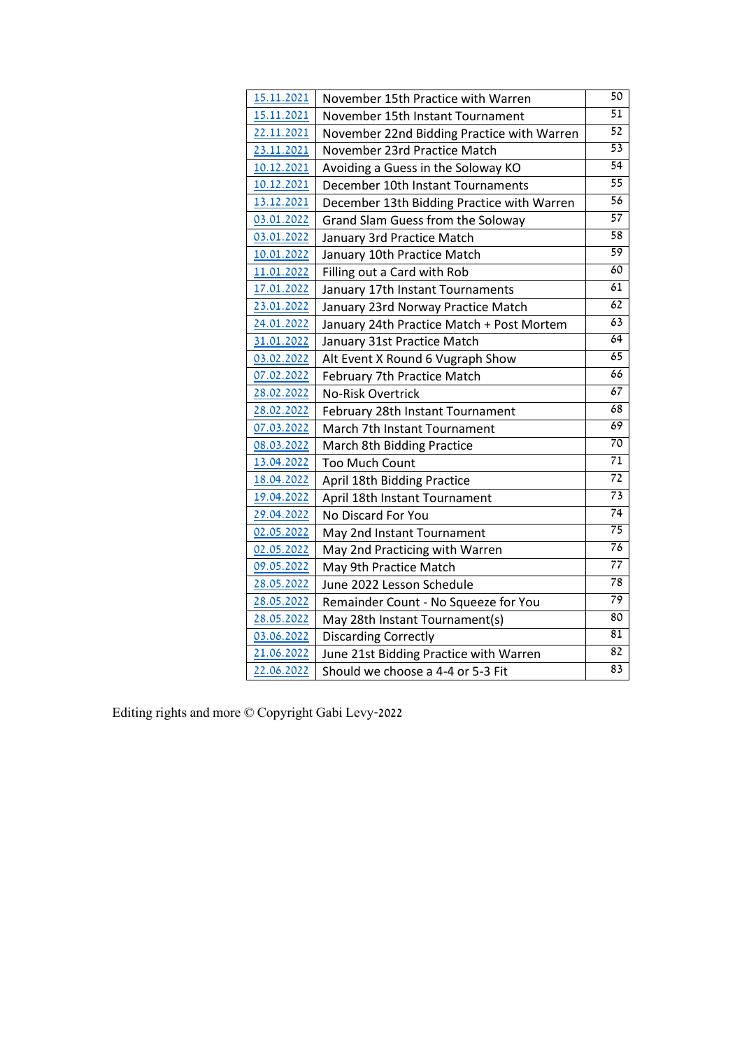| | | |
|---|---|---|
| 15.11.2021 | November 15th Practice with Warren | 50 |
| 15.11.2021 | November 15th Instant Tournament | 51 |
| 22.11.2021 | November 22nd Bidding Practice with Warren | 52 |
| 23.11.2021 | November 23rd Practice Match | 53 |
| 10.12.2021 | Avoiding a Guess in the Soloway KO | 54 |
| 10.12.2021 | December 10th Instant Tournaments | 55 |
| 13.12.2021 | December 13th Bidding Practice with Warren | 56 |
| 03.01.2022 | Grand Slam Guess from the Soloway | 57 |
| 03.01.2022 | January 3rd Practice Match | 58 |
| 10.01.2022 | January 10th Practice Match | 59 |
| 11.01.2022 | Filling out a Card with Rob | 60 |
| 17.01.2022 | January 17th Instant Tournaments | 61 |
| 23.01.2022 | January 23rd Norway Practice Match | 62 |
| 24.01.2022 | January 24th Practice Match + Post Mortem | 63 |
| 31.01.2022 | January 31st Practice Match | 64 |
| 03.02.2022 | Alt Event X Round 6 Vugraph Show | 65 |
| 07.02.2022 | February 7th Practice Match | 66 |
| 28.02.2022 | No-Risk Overtrick | 67 |
| 28.02.2022 | February 28th Instant Tournament | 68 |
| 07.03.2022 | March 7th Instant Tournament | 69 |
| 08.03.2022 | March 8th Bidding Practice | 70 |
| 13.04.2022 | Too Much Count | 71 |
| 18.04.2022 | April 18th Bidding Practice | 72 |
| 19.04.2022 | April 18th Instant Tournament | 73 |
| 29.04.2022 | No Discard For You | 74 |
| 02.05.2022 | May 2nd Instant Tournament | 75 |
| 02.05.2022 | May 2nd Practicing with Warren | 76 |
| 09.05.2022 | May 9th Practice Match | 77 |
| 28.05.2022 | June 2022 Lesson Schedule | 78 |
| 28.05.2022 | Remainder Count - No Squeeze for You | 79 |
| 28.05.2022 | May 28th Instant Tournament(s) | 80 |
| 03.06.2022 | Discarding Correctly | 81 |
| 21.06.2022 | June 21st Bidding Practice with Warren | 82 |
| 22.06.2022 | Should we choose a 4-4 or 5-3 Fit | 83 |

Editing rights and more © Copyright Gabi Levy-2022